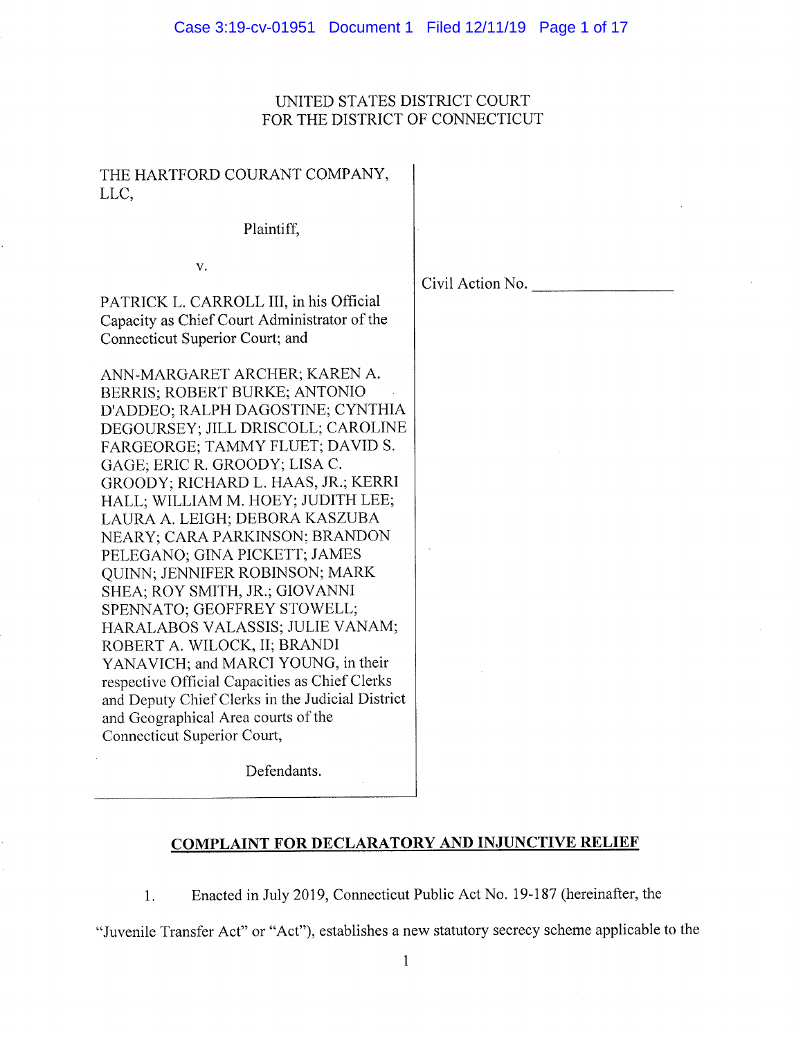UNITED STATES DISTRICT COURT
FOR THE DISTRICT OF CONNECTICUT

THE HARTFORD COURANT COMPANY, LLC,

Plaintiff,

v.

PATRICK L. CARROLL III, in his Official Capacity as Chief Court Administrator of the Connecticut Superior Court; and

ANN-MARGARET ARCHER; KAREN A. BERRIS; ROBERT BURKE; ANTONIO D'ADDEO; RALPH DAGOSTINE; CYNTHIA DEGOURSEY; JILL DRISCOLL; CAROLINE FARGEORGE; TAMMY FLUET; DAVID S. GAGE; ERIC R. GROODY; LISA C. GROODY; RICHARD L. HAAS, JR.; KERRI HALL; WILLIAM M. HOEY; JUDITH LEE; LAURA A. LEIGH; DEBORA KASZUBA NEARY; CARA PARKINSON; BRANDON PELEGANO; GINA PICKETT; JAMES QUINN; JENNIFER ROBINSON; MARK SHEA; ROY SMITH, JR.; GIOVANNI SPENNATO; GEOFFREY STOWELL; HARALABOS VALASSIS; JULIE VANAM; ROBERT A. WILOCK, II; BRANDI YANAVICH; and MARCI YOUNG, in their respective Official Capacities as Chief Clerks and Deputy Chief Clerks in the Judicial District and Geographical Area courts of the Connecticut Superior Court,

Defendants.

Civil Action No. ________________

**COMPLAINT FOR DECLARATORY AND INJUNCTIVE RELIEF**

1. Enacted in July 2019, Connecticut Public Act No. 19-187 (hereinafter, the "Juvenile Transfer Act" or "Act"), establishes a new statutory secrecy scheme applicable to the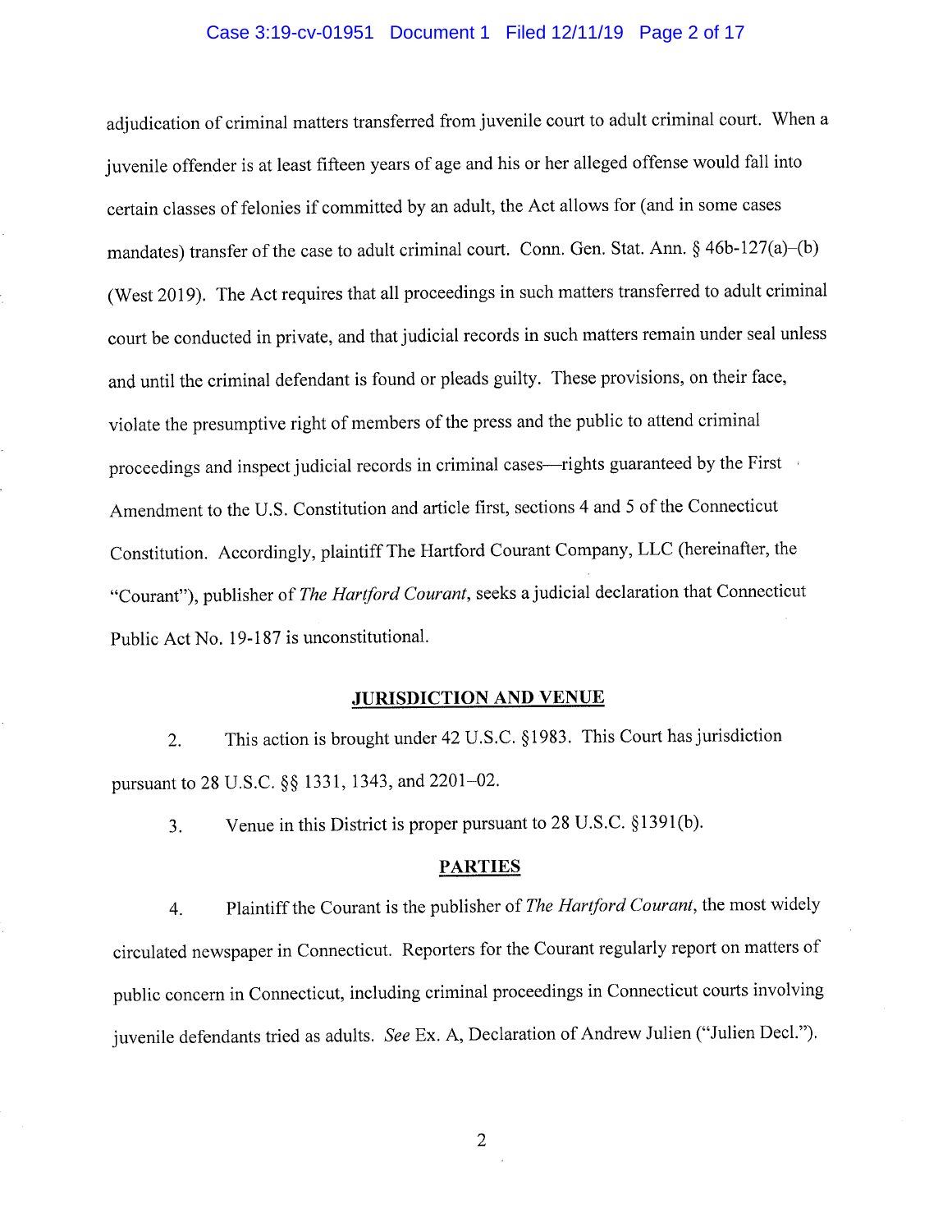adjudication of criminal matters transferred from juvenile court to adult criminal court. When a juvenile offender is at least fifteen years of age and his or her alleged offense would fall into certain classes of felonies if committed by an adult, the Act allows for (and in some cases mandates) transfer of the case to adult criminal court. Conn. Gen. Stat. Ann. § 46b-127(a)–(b) (West 2019). The Act requires that all proceedings in such matters transferred to adult criminal court be conducted in private, and that judicial records in such matters remain under seal unless and until the criminal defendant is found or pleads guilty. These provisions, on their face, violate the presumptive right of members of the press and the public to attend criminal proceedings and inspect judicial records in criminal cases—rights guaranteed by the First Amendment to the U.S. Constitution and article first, sections 4 and 5 of the Connecticut Constitution. Accordingly, plaintiff The Hartford Courant Company, LLC (hereinafter, the "Courant"), publisher of *The Hartford Courant*, seeks a judicial declaration that Connecticut Public Act No. 19-187 is unconstitutional.

## JURISDICTION AND VENUE

2. This action is brought under 42 U.S.C. §1983. This Court has jurisdiction pursuant to 28 U.S.C. §§ 1331, 1343, and 2201–02.

3. Venue in this District is proper pursuant to 28 U.S.C. §1391(b).

## PARTIES

4. Plaintiff the Courant is the publisher of *The Hartford Courant*, the most widely circulated newspaper in Connecticut. Reporters for the Courant regularly report on matters of public concern in Connecticut, including criminal proceedings in Connecticut courts involving juvenile defendants tried as adults. *See* Ex. A, Declaration of Andrew Julien ("Julien Decl.").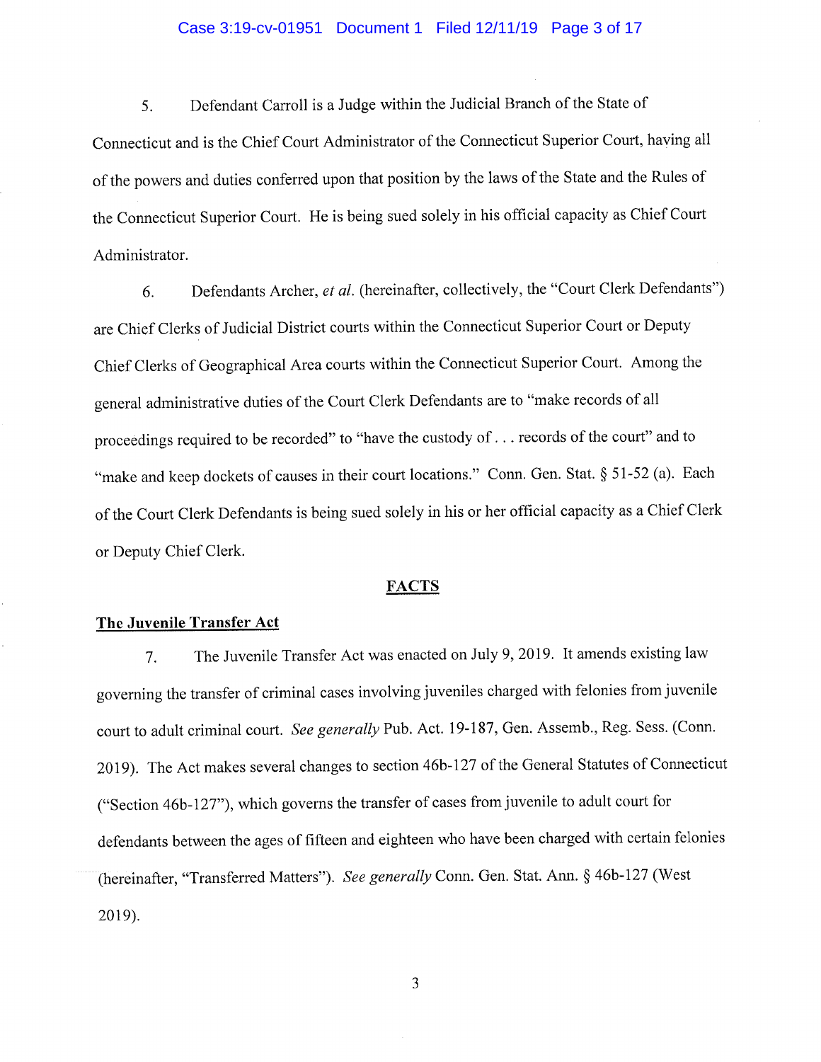5. Defendant Carroll is a Judge within the Judicial Branch of the State of Connecticut and is the Chief Court Administrator of the Connecticut Superior Court, having all of the powers and duties conferred upon that position by the laws of the State and the Rules of the Connecticut Superior Court. He is being sued solely in his official capacity as Chief Court Administrator.

6. Defendants Archer, *et al.* (hereinafter, collectively, the "Court Clerk Defendants") are Chief Clerks of Judicial District courts within the Connecticut Superior Court or Deputy Chief Clerks of Geographical Area courts within the Connecticut Superior Court. Among the general administrative duties of the Court Clerk Defendants are to "make records of all proceedings required to be recorded" to "have the custody of . . . records of the court" and to "make and keep dockets of causes in their court locations." Conn. Gen. Stat. § 51-52 (a). Each of the Court Clerk Defendants is being sued solely in his or her official capacity as a Chief Clerk or Deputy Chief Clerk.

## FACTS

### The Juvenile Transfer Act

7. The Juvenile Transfer Act was enacted on July 9, 2019. It amends existing law governing the transfer of criminal cases involving juveniles charged with felonies from juvenile court to adult criminal court. *See generally* Pub. Act. 19-187, Gen. Assemb., Reg. Sess. (Conn. 2019). The Act makes several changes to section 46b-127 of the General Statutes of Connecticut ("Section 46b-127"), which governs the transfer of cases from juvenile to adult court for defendants between the ages of fifteen and eighteen who have been charged with certain felonies (hereinafter, "Transferred Matters"). *See generally* Conn. Gen. Stat. Ann. § 46b-127 (West 2019).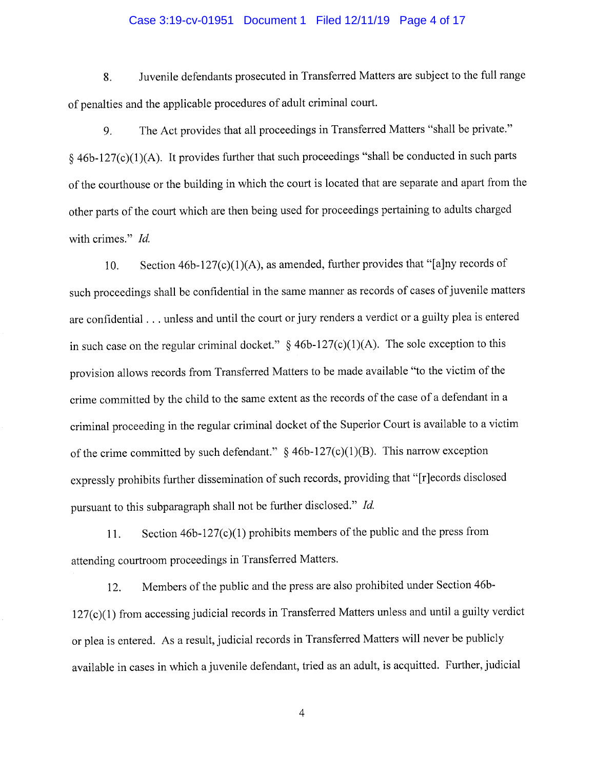8. Juvenile defendants prosecuted in Transferred Matters are subject to the full range of penalties and the applicable procedures of adult criminal court.

9. The Act provides that all proceedings in Transferred Matters "shall be private." § 46b-127(c)(1)(A). It provides further that such proceedings "shall be conducted in such parts of the courthouse or the building in which the court is located that are separate and apart from the other parts of the court which are then being used for proceedings pertaining to adults charged with crimes." *Id.*

10. Section 46b-127(c)(1)(A), as amended, further provides that "[a]ny records of such proceedings shall be confidential in the same manner as records of cases of juvenile matters are confidential . . . unless and until the court or jury renders a verdict or a guilty plea is entered in such case on the regular criminal docket." § 46b-127(c)(1)(A). The sole exception to this provision allows records from Transferred Matters to be made available "to the victim of the crime committed by the child to the same extent as the records of the case of a defendant in a criminal proceeding in the regular criminal docket of the Superior Court is available to a victim of the crime committed by such defendant." § 46b-127(c)(1)(B). This narrow exception expressly prohibits further dissemination of such records, providing that "[r]ecords disclosed pursuant to this subparagraph shall not be further disclosed." *Id.*

11. Section 46b-127(c)(1) prohibits members of the public and the press from attending courtroom proceedings in Transferred Matters.

12. Members of the public and the press are also prohibited under Section 46b-127(c)(1) from accessing judicial records in Transferred Matters unless and until a guilty verdict or plea is entered. As a result, judicial records in Transferred Matters will never be publicly available in cases in which a juvenile defendant, tried as an adult, is acquitted. Further, judicial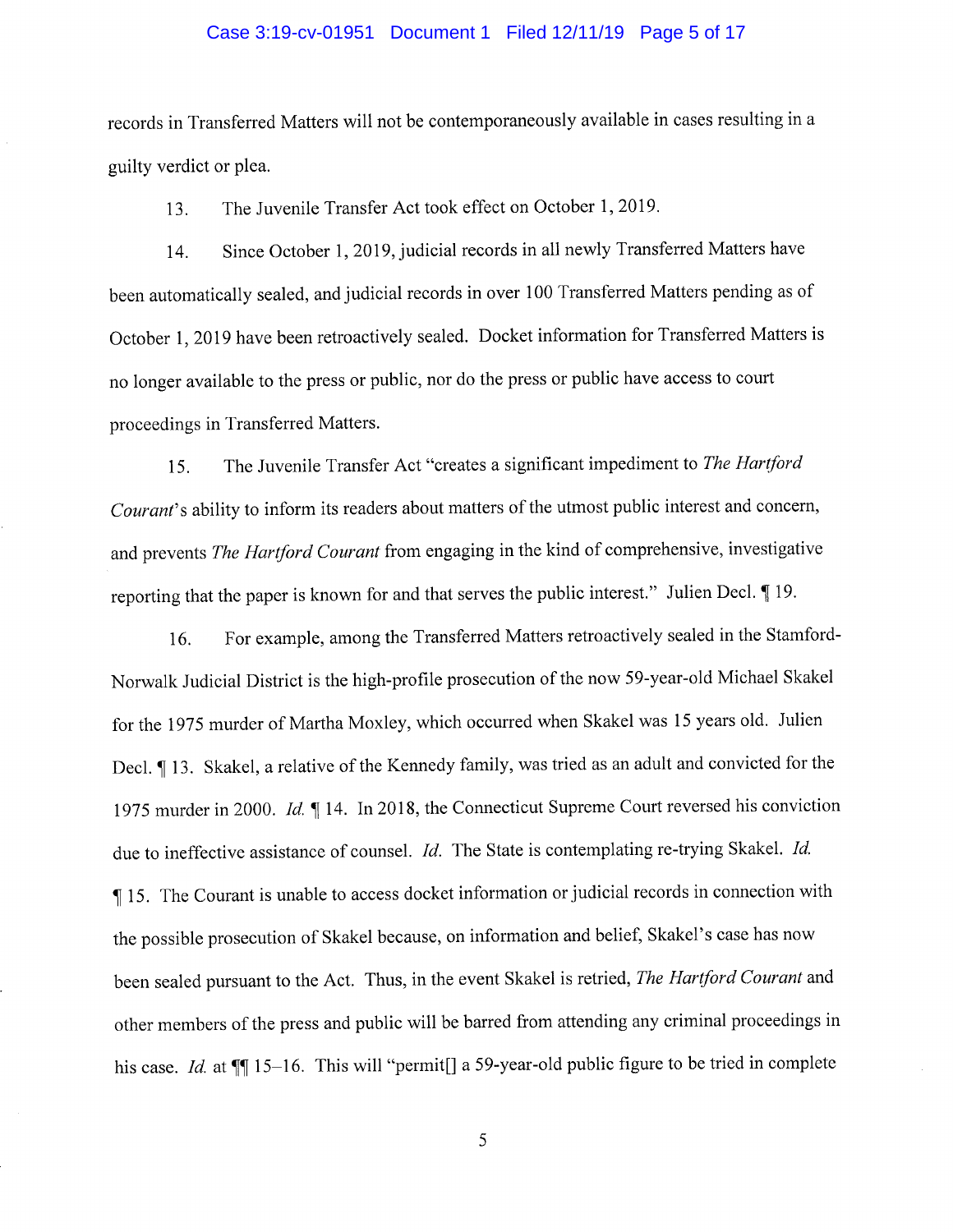records in Transferred Matters will not be contemporaneously available in cases resulting in a guilty verdict or plea.

13. The Juvenile Transfer Act took effect on October 1, 2019.

14. Since October 1, 2019, judicial records in all newly Transferred Matters have been automatically sealed, and judicial records in over 100 Transferred Matters pending as of October 1, 2019 have been retroactively sealed. Docket information for Transferred Matters is no longer available to the press or public, nor do the press or public have access to court proceedings in Transferred Matters.

15. The Juvenile Transfer Act "creates a significant impediment to *The Hartford Courant*'s ability to inform its readers about matters of the utmost public interest and concern, and prevents *The Hartford Courant* from engaging in the kind of comprehensive, investigative reporting that the paper is known for and that serves the public interest." Julien Decl. ¶ 19.

16. For example, among the Transferred Matters retroactively sealed in the Stamford-Norwalk Judicial District is the high-profile prosecution of the now 59-year-old Michael Skakel for the 1975 murder of Martha Moxley, which occurred when Skakel was 15 years old. Julien Decl. ¶ 13. Skakel, a relative of the Kennedy family, was tried as an adult and convicted for the 1975 murder in 2000. *Id.* ¶ 14. In 2018, the Connecticut Supreme Court reversed his conviction due to ineffective assistance of counsel. *Id.* The State is contemplating re-trying Skakel. *Id.* ¶ 15. The Courant is unable to access docket information or judicial records in connection with the possible prosecution of Skakel because, on information and belief, Skakel's case has now been sealed pursuant to the Act. Thus, in the event Skakel is retried, *The Hartford Courant* and other members of the press and public will be barred from attending any criminal proceedings in his case. *Id.* at ¶¶ 15–16. This will "permit[] a 59-year-old public figure to be tried in complete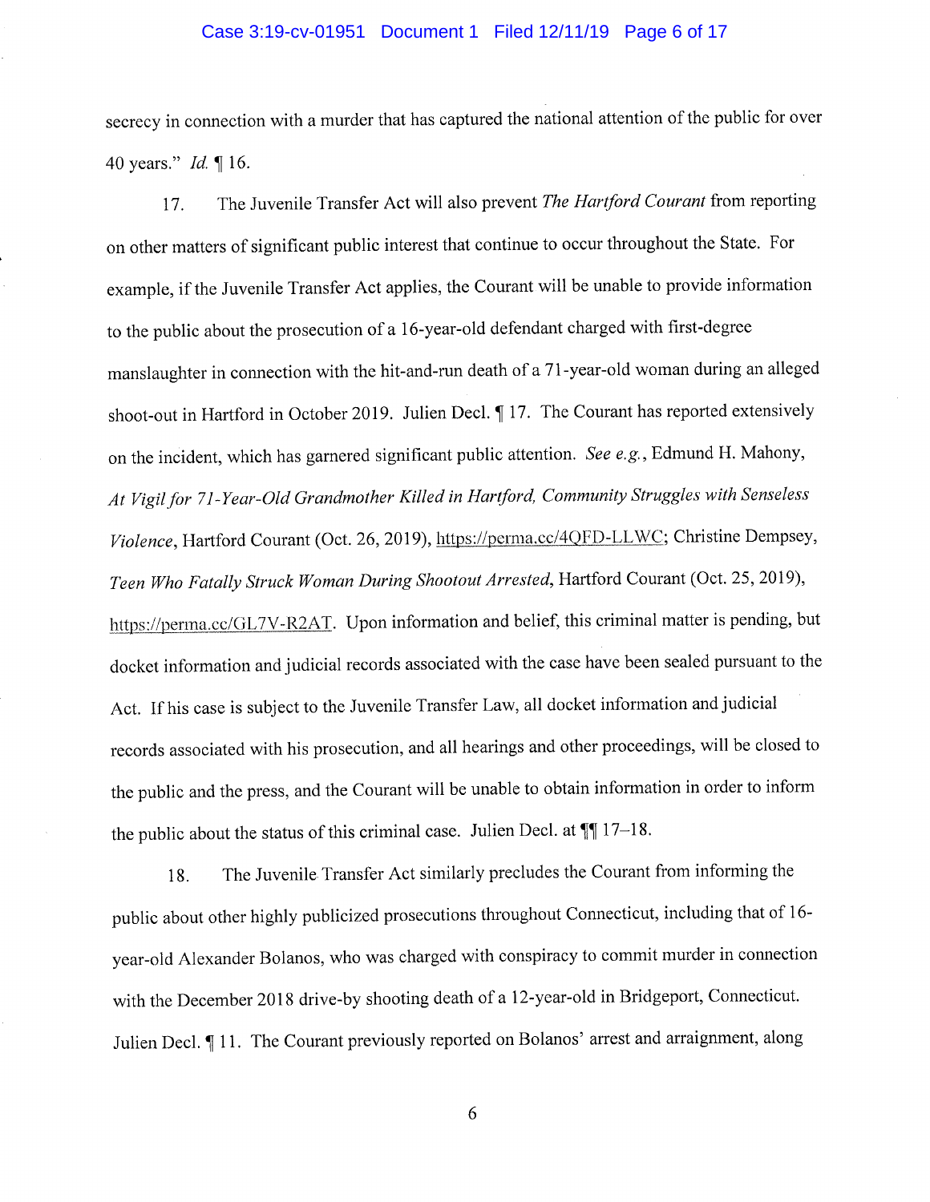secrecy in connection with a murder that has captured the national attention of the public for over 40 years." *Id.* ¶ 16.

17. The Juvenile Transfer Act will also prevent *The Hartford Courant* from reporting on other matters of significant public interest that continue to occur throughout the State. For example, if the Juvenile Transfer Act applies, the Courant will be unable to provide information to the public about the prosecution of a 16-year-old defendant charged with first-degree manslaughter in connection with the hit-and-run death of a 71-year-old woman during an alleged shoot-out in Hartford in October 2019. Julien Decl. ¶ 17. The Courant has reported extensively on the incident, which has garnered significant public attention. *See e.g.*, Edmund H. Mahony, *At Vigil for 71-Year-Old Grandmother Killed in Hartford, Community Struggles with Senseless Violence*, Hartford Courant (Oct. 26, 2019), https://perma.cc/4QFD-LLWC; Christine Dempsey, *Teen Who Fatally Struck Woman During Shootout Arrested*, Hartford Courant (Oct. 25, 2019), https://perma.cc/GL7V-R2AT. Upon information and belief, this criminal matter is pending, but docket information and judicial records associated with the case have been sealed pursuant to the Act. If his case is subject to the Juvenile Transfer Law, all docket information and judicial records associated with his prosecution, and all hearings and other proceedings, will be closed to the public and the press, and the Courant will be unable to obtain information in order to inform the public about the status of this criminal case. Julien Decl. at ¶¶ 17–18.

18. The Juvenile Transfer Act similarly precludes the Courant from informing the public about other highly publicized prosecutions throughout Connecticut, including that of 16-year-old Alexander Bolanos, who was charged with conspiracy to commit murder in connection with the December 2018 drive-by shooting death of a 12-year-old in Bridgeport, Connecticut. Julien Decl. ¶ 11. The Courant previously reported on Bolanos' arrest and arraignment, along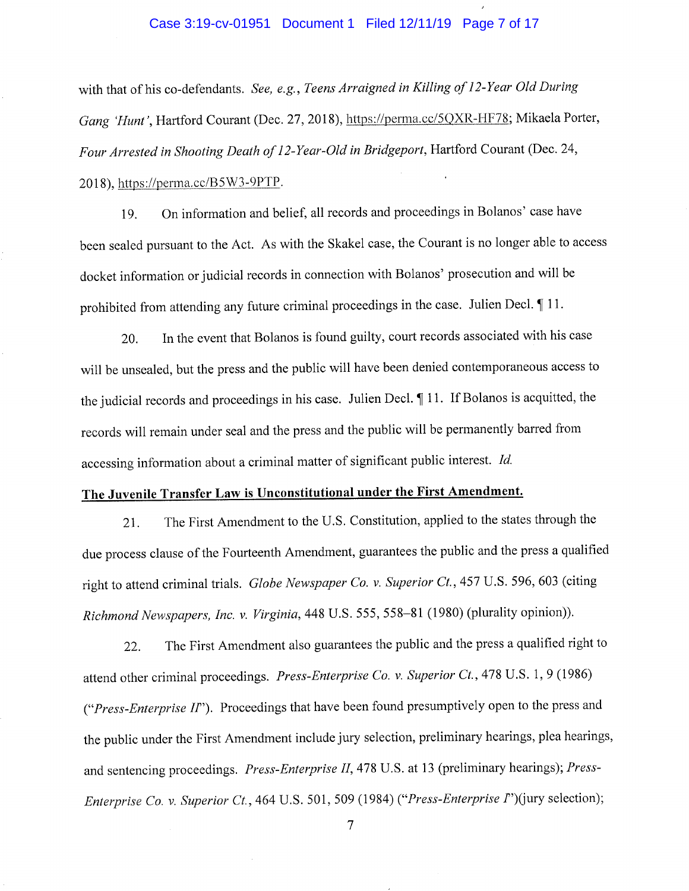with that of his co-defendants. *See, e.g.*, *Teens Arraigned in Killing of 12-Year Old During Gang 'Hunt'*, Hartford Courant (Dec. 27, 2018), https://perma.cc/5QXR-HF78; Mikaela Porter, *Four Arrested in Shooting Death of 12-Year-Old in Bridgeport*, Hartford Courant (Dec. 24, 2018), https://perma.cc/B5W3-9PTP.

19. On information and belief, all records and proceedings in Bolanos' case have been sealed pursuant to the Act. As with the Skakel case, the Courant is no longer able to access docket information or judicial records in connection with Bolanos' prosecution and will be prohibited from attending any future criminal proceedings in the case. Julien Decl. ¶ 11.

20. In the event that Bolanos is found guilty, court records associated with his case will be unsealed, but the press and the public will have been denied contemporaneous access to the judicial records and proceedings in his case. Julien Decl. ¶ 11. If Bolanos is acquitted, the records will remain under seal and the press and the public will be permanently barred from accessing information about a criminal matter of significant public interest. *Id.*

**The Juvenile Transfer Law is Unconstitutional under the First Amendment.**

21. The First Amendment to the U.S. Constitution, applied to the states through the due process clause of the Fourteenth Amendment, guarantees the public and the press a qualified right to attend criminal trials. *Globe Newspaper Co. v. Superior Ct.*, 457 U.S. 596, 603 (citing *Richmond Newspapers, Inc. v. Virginia*, 448 U.S. 555, 558–81 (1980) (plurality opinion)).

22. The First Amendment also guarantees the public and the press a qualified right to attend other criminal proceedings. *Press-Enterprise Co. v. Superior Ct.*, 478 U.S. 1, 9 (1986) ("*Press-Enterprise II*"). Proceedings that have been found presumptively open to the press and the public under the First Amendment include jury selection, preliminary hearings, plea hearings, and sentencing proceedings. *Press-Enterprise II*, 478 U.S. at 13 (preliminary hearings); *Press-Enterprise Co. v. Superior Ct.*, 464 U.S. 501, 509 (1984) ("*Press-Enterprise I*")(jury selection);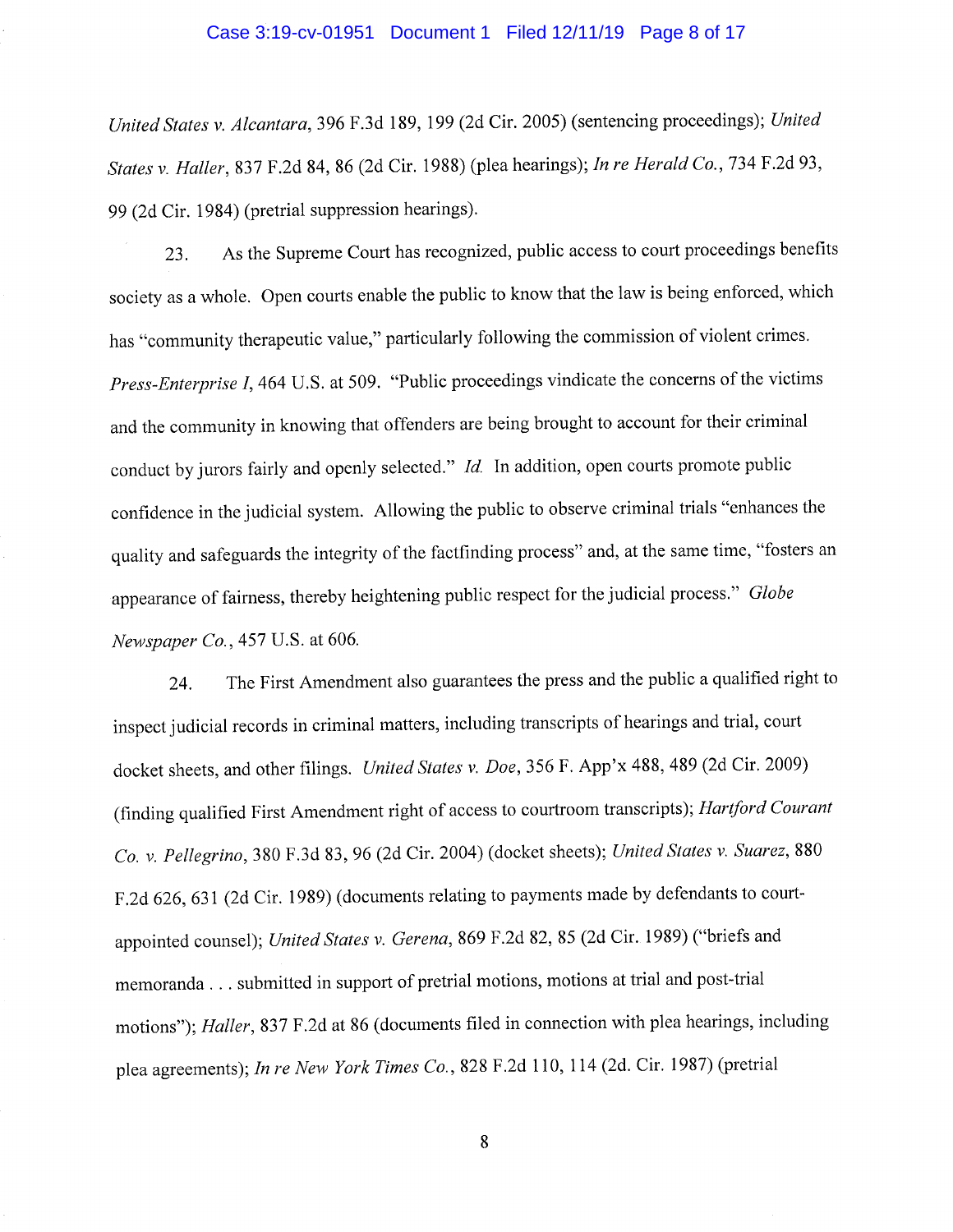*United States v. Alcantara*, 396 F.3d 189, 199 (2d Cir. 2005) (sentencing proceedings); *United States v. Haller*, 837 F.2d 84, 86 (2d Cir. 1988) (plea hearings); *In re Herald Co.*, 734 F.2d 93, 99 (2d Cir. 1984) (pretrial suppression hearings).

23. As the Supreme Court has recognized, public access to court proceedings benefits society as a whole. Open courts enable the public to know that the law is being enforced, which has "community therapeutic value," particularly following the commission of violent crimes. *Press-Enterprise I*, 464 U.S. at 509. "Public proceedings vindicate the concerns of the victims and the community in knowing that offenders are being brought to account for their criminal conduct by jurors fairly and openly selected." *Id.* In addition, open courts promote public confidence in the judicial system. Allowing the public to observe criminal trials "enhances the quality and safeguards the integrity of the factfinding process" and, at the same time, "fosters an appearance of fairness, thereby heightening public respect for the judicial process." *Globe Newspaper Co.*, 457 U.S. at 606.

24. The First Amendment also guarantees the press and the public a qualified right to inspect judicial records in criminal matters, including transcripts of hearings and trial, court docket sheets, and other filings. *United States v. Doe*, 356 F. App'x 488, 489 (2d Cir. 2009) (finding qualified First Amendment right of access to courtroom transcripts); *Hartford Courant Co. v. Pellegrino*, 380 F.3d 83, 96 (2d Cir. 2004) (docket sheets); *United States v. Suarez*, 880 F.2d 626, 631 (2d Cir. 1989) (documents relating to payments made by defendants to court-appointed counsel); *United States v. Gerena*, 869 F.2d 82, 85 (2d Cir. 1989) ("briefs and memoranda . . . submitted in support of pretrial motions, motions at trial and post-trial motions"); *Haller*, 837 F.2d at 86 (documents filed in connection with plea hearings, including plea agreements); *In re New York Times Co.*, 828 F.2d 110, 114 (2d. Cir. 1987) (pretrial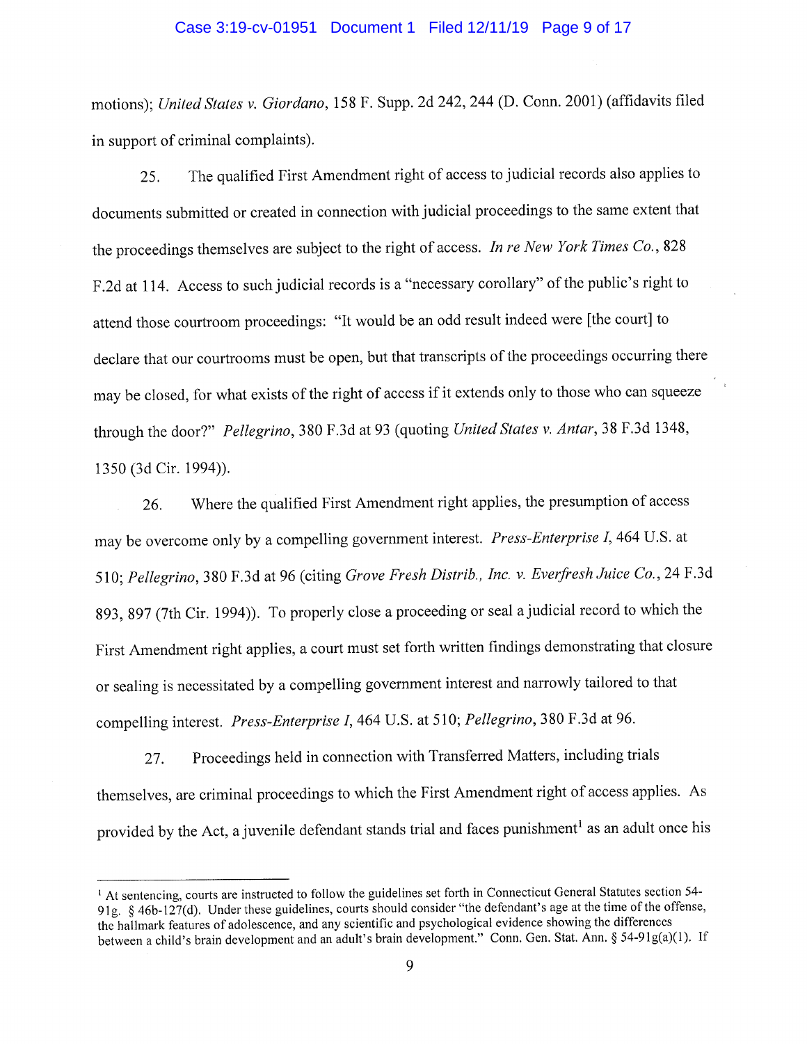motions); *United States v. Giordano*, 158 F. Supp. 2d 242, 244 (D. Conn. 2001) (affidavits filed in support of criminal complaints).

25. The qualified First Amendment right of access to judicial records also applies to documents submitted or created in connection with judicial proceedings to the same extent that the proceedings themselves are subject to the right of access. *In re New York Times Co.*, 828 F.2d at 114. Access to such judicial records is a "necessary corollary" of the public's right to attend those courtroom proceedings: "It would be an odd result indeed were [the court] to declare that our courtrooms must be open, but that transcripts of the proceedings occurring there may be closed, for what exists of the right of access if it extends only to those who can squeeze through the door?" *Pellegrino*, 380 F.3d at 93 (quoting *United States v. Antar*, 38 F.3d 1348, 1350 (3d Cir. 1994)).

26. Where the qualified First Amendment right applies, the presumption of access may be overcome only by a compelling government interest. *Press-Enterprise I*, 464 U.S. at 510; *Pellegrino*, 380 F.3d at 96 (citing *Grove Fresh Distrib., Inc. v. Everfresh Juice Co.*, 24 F.3d 893, 897 (7th Cir. 1994)). To properly close a proceeding or seal a judicial record to which the First Amendment right applies, a court must set forth written findings demonstrating that closure or sealing is necessitated by a compelling government interest and narrowly tailored to that compelling interest. *Press-Enterprise I*, 464 U.S. at 510; *Pellegrino*, 380 F.3d at 96.

27. Proceedings held in connection with Transferred Matters, including trials themselves, are criminal proceedings to which the First Amendment right of access applies. As provided by the Act, a juvenile defendant stands trial and faces punishment[1] as an adult once his

---

[1] At sentencing, courts are instructed to follow the guidelines set forth in Connecticut General Statutes section 54-91g. § 46b-127(d). Under these guidelines, courts should consider "the defendant's age at the time of the offense, the hallmark features of adolescence, and any scientific and psychological evidence showing the differences between a child's brain development and an adult's brain development." Conn. Gen. Stat. Ann. § 54-91g(a)(1). If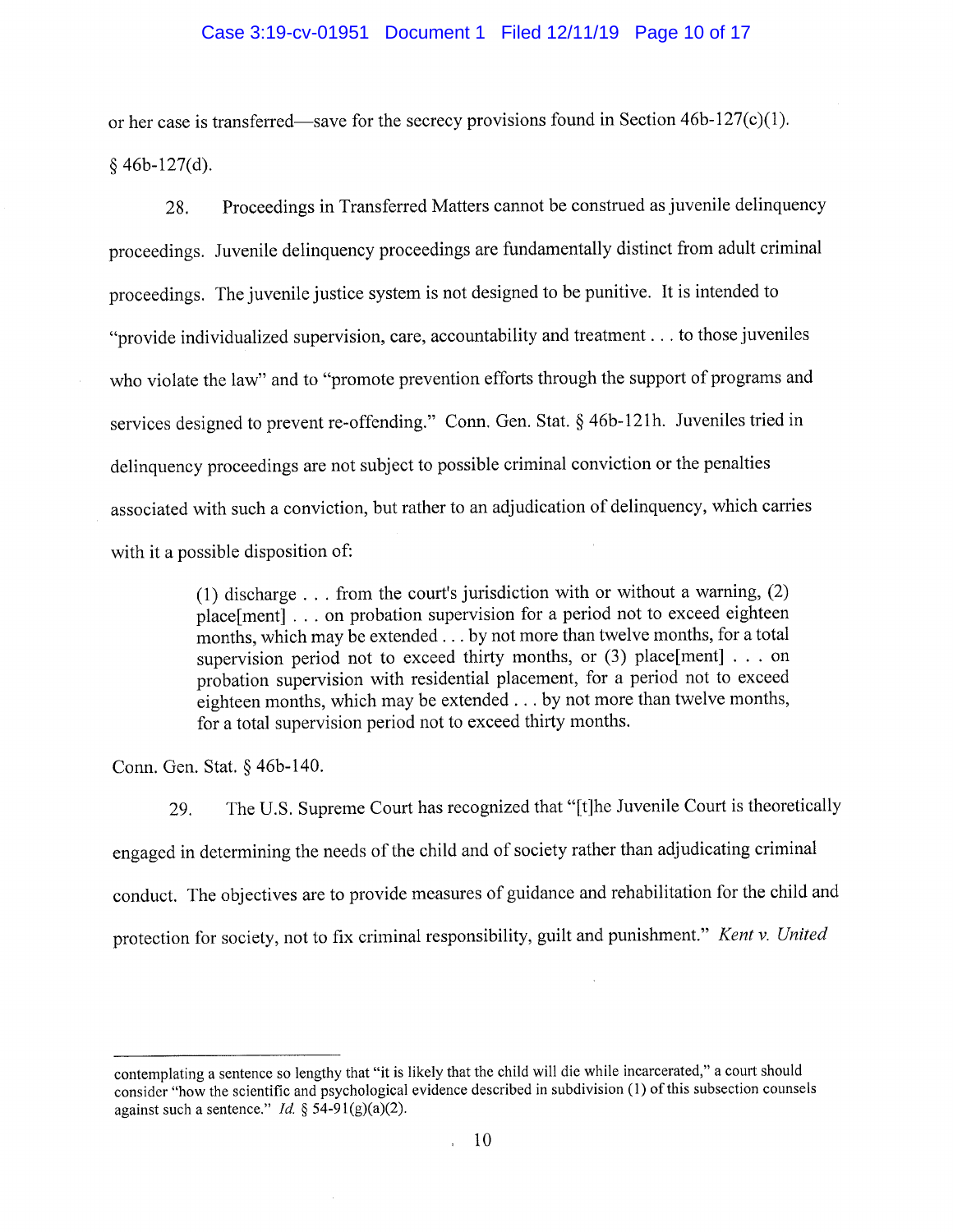or her case is transferred—save for the secrecy provisions found in Section 46b-127(c)(1). § 46b-127(d).

28. Proceedings in Transferred Matters cannot be construed as juvenile delinquency proceedings. Juvenile delinquency proceedings are fundamentally distinct from adult criminal proceedings. The juvenile justice system is not designed to be punitive. It is intended to "provide individualized supervision, care, accountability and treatment . . . to those juveniles who violate the law" and to "promote prevention efforts through the support of programs and services designed to prevent re-offending." Conn. Gen. Stat. § 46b-121h. Juveniles tried in delinquency proceedings are not subject to possible criminal conviction or the penalties associated with such a conviction, but rather to an adjudication of delinquency, which carries with it a possible disposition of:

> (1) discharge . . . from the court's jurisdiction with or without a warning, (2) place[ment] . . . on probation supervision for a period not to exceed eighteen months, which may be extended . . . by not more than twelve months, for a total supervision period not to exceed thirty months, or (3) place[ment] . . . on probation supervision with residential placement, for a period not to exceed eighteen months, which may be extended . . . by not more than twelve months, for a total supervision period not to exceed thirty months.

Conn. Gen. Stat. § 46b-140.

29. The U.S. Supreme Court has recognized that "[t]he Juvenile Court is theoretically engaged in determining the needs of the child and of society rather than adjudicating criminal conduct. The objectives are to provide measures of guidance and rehabilitation for the child and protection for society, not to fix criminal responsibility, guilt and punishment." *Kent v. United*

---

contemplating a sentence so lengthy that "it is likely that the child will die while incarcerated," a court should consider "how the scientific and psychological evidence described in subdivision (1) of this subsection counsels against such a sentence." *Id.* § 54-91(g)(a)(2).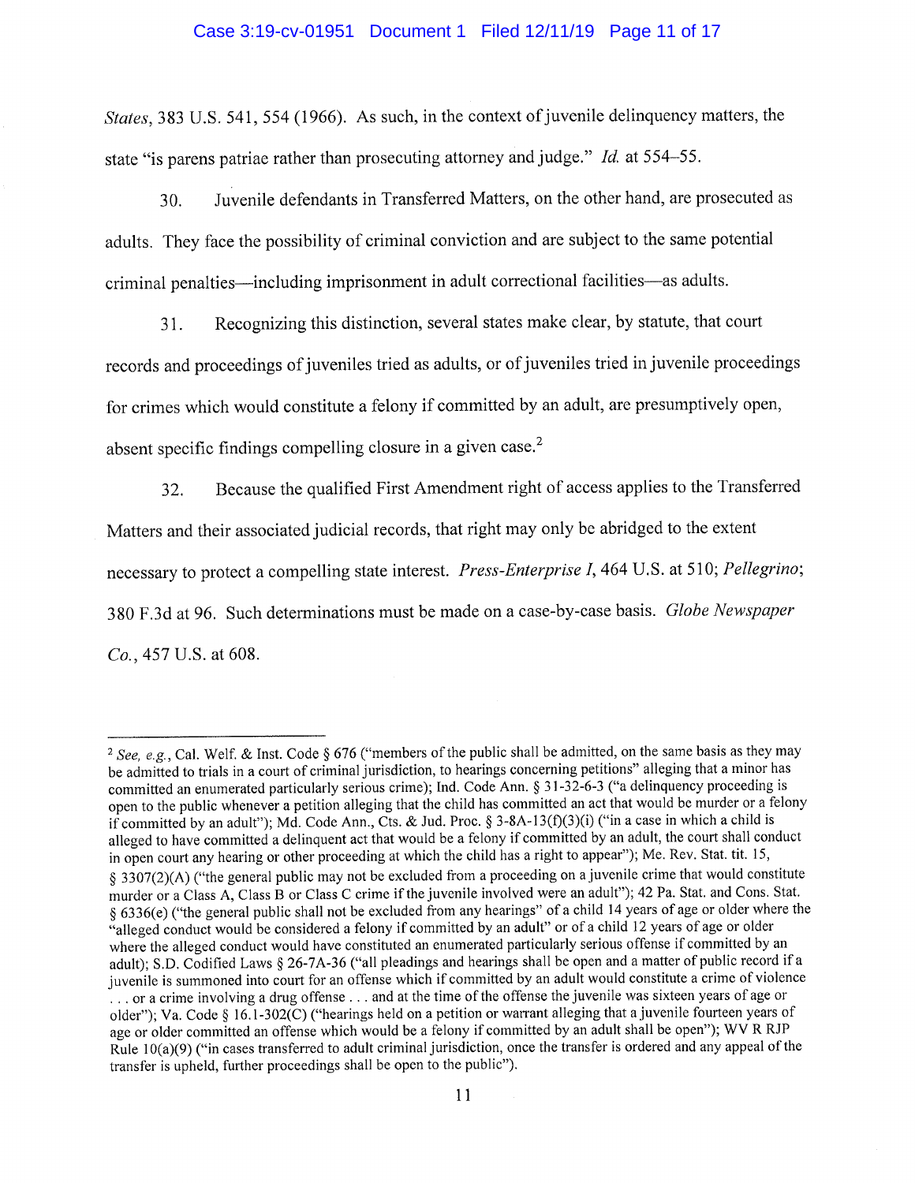*States*, 383 U.S. 541, 554 (1966). As such, in the context of juvenile delinquency matters, the state "is parens patriae rather than prosecuting attorney and judge." *Id.* at 554–55.

30. Juvenile defendants in Transferred Matters, on the other hand, are prosecuted as adults. They face the possibility of criminal conviction and are subject to the same potential criminal penalties—including imprisonment in adult correctional facilities—as adults.

31. Recognizing this distinction, several states make clear, by statute, that court records and proceedings of juveniles tried as adults, or of juveniles tried in juvenile proceedings for crimes which would constitute a felony if committed by an adult, are presumptively open, absent specific findings compelling closure in a given case.[2]

32. Because the qualified First Amendment right of access applies to the Transferred Matters and their associated judicial records, that right may only be abridged to the extent necessary to protect a compelling state interest. *Press-Enterprise I*, 464 U.S. at 510; *Pellegrino*; 380 F.3d at 96. Such determinations must be made on a case-by-case basis. *Globe Newspaper Co.*, 457 U.S. at 608.

---

[2] *See, e.g.*, Cal. Welf. & Inst. Code § 676 ("members of the public shall be admitted, on the same basis as they may be admitted to trials in a court of criminal jurisdiction, to hearings concerning petitions" alleging that a minor has committed an enumerated particularly serious crime); Ind. Code Ann. § 31-32-6-3 ("a delinquency proceeding is open to the public whenever a petition alleging that the child has committed an act that would be murder or a felony if committed by an adult"); Md. Code Ann., Cts. & Jud. Proc. § 3-8A-13(f)(3)(i) ("in a case in which a child is alleged to have committed a delinquent act that would be a felony if committed by an adult, the court shall conduct in open court any hearing or other proceeding at which the child has a right to appear"); Me. Rev. Stat. tit. 15, § 3307(2)(A) ("the general public may not be excluded from a proceeding on a juvenile crime that would constitute murder or a Class A, Class B or Class C crime if the juvenile involved were an adult"); 42 Pa. Stat. and Cons. Stat. § 6336(e) ("the general public shall not be excluded from any hearings" of a child 14 years of age or older where the "alleged conduct would be considered a felony if committed by an adult" or of a child 12 years of age or older where the alleged conduct would have constituted an enumerated particularly serious offense if committed by an adult); S.D. Codified Laws § 26-7A-36 ("all pleadings and hearings shall be open and a matter of public record if a juvenile is summoned into court for an offense which if committed by an adult would constitute a crime of violence . . . or a crime involving a drug offense . . . and at the time of the offense the juvenile was sixteen years of age or older"); Va. Code § 16.1-302(C) ("hearings held on a petition or warrant alleging that a juvenile fourteen years of age or older committed an offense which would be a felony if committed by an adult shall be open"); WV R RJP Rule 10(a)(9) ("in cases transferred to adult criminal jurisdiction, once the transfer is ordered and any appeal of the transfer is upheld, further proceedings shall be open to the public").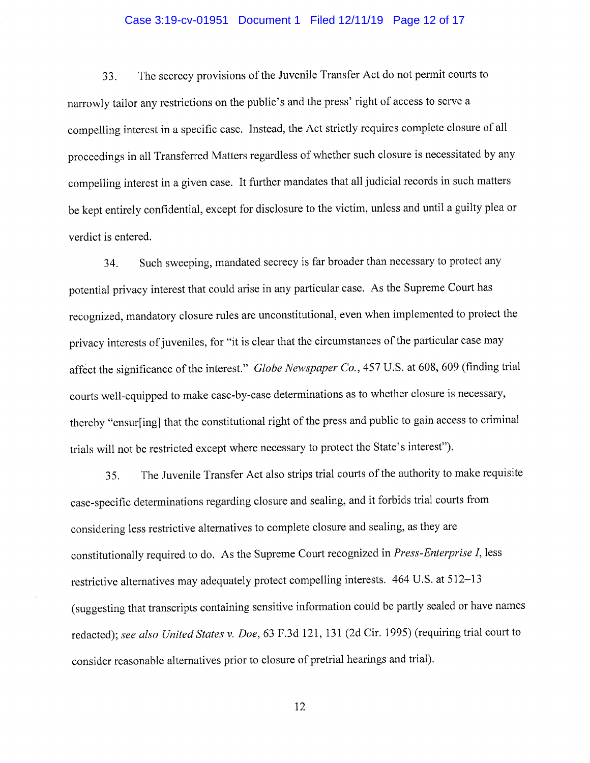33. The secrecy provisions of the Juvenile Transfer Act do not permit courts to narrowly tailor any restrictions on the public's and the press' right of access to serve a compelling interest in a specific case. Instead, the Act strictly requires complete closure of all proceedings in all Transferred Matters regardless of whether such closure is necessitated by any compelling interest in a given case. It further mandates that all judicial records in such matters be kept entirely confidential, except for disclosure to the victim, unless and until a guilty plea or verdict is entered.

34. Such sweeping, mandated secrecy is far broader than necessary to protect any potential privacy interest that could arise in any particular case. As the Supreme Court has recognized, mandatory closure rules are unconstitutional, even when implemented to protect the privacy interests of juveniles, for "it is clear that the circumstances of the particular case may affect the significance of the interest." *Globe Newspaper Co.*, 457 U.S. at 608, 609 (finding trial courts well-equipped to make case-by-case determinations as to whether closure is necessary, thereby "ensur[ing] that the constitutional right of the press and public to gain access to criminal trials will not be restricted except where necessary to protect the State's interest").

35. The Juvenile Transfer Act also strips trial courts of the authority to make requisite case-specific determinations regarding closure and sealing, and it forbids trial courts from considering less restrictive alternatives to complete closure and sealing, as they are constitutionally required to do. As the Supreme Court recognized in *Press-Enterprise I*, less restrictive alternatives may adequately protect compelling interests. 464 U.S. at 512–13 (suggesting that transcripts containing sensitive information could be partly sealed or have names redacted); *see also United States v. Doe*, 63 F.3d 121, 131 (2d Cir. 1995) (requiring trial court to consider reasonable alternatives prior to closure of pretrial hearings and trial).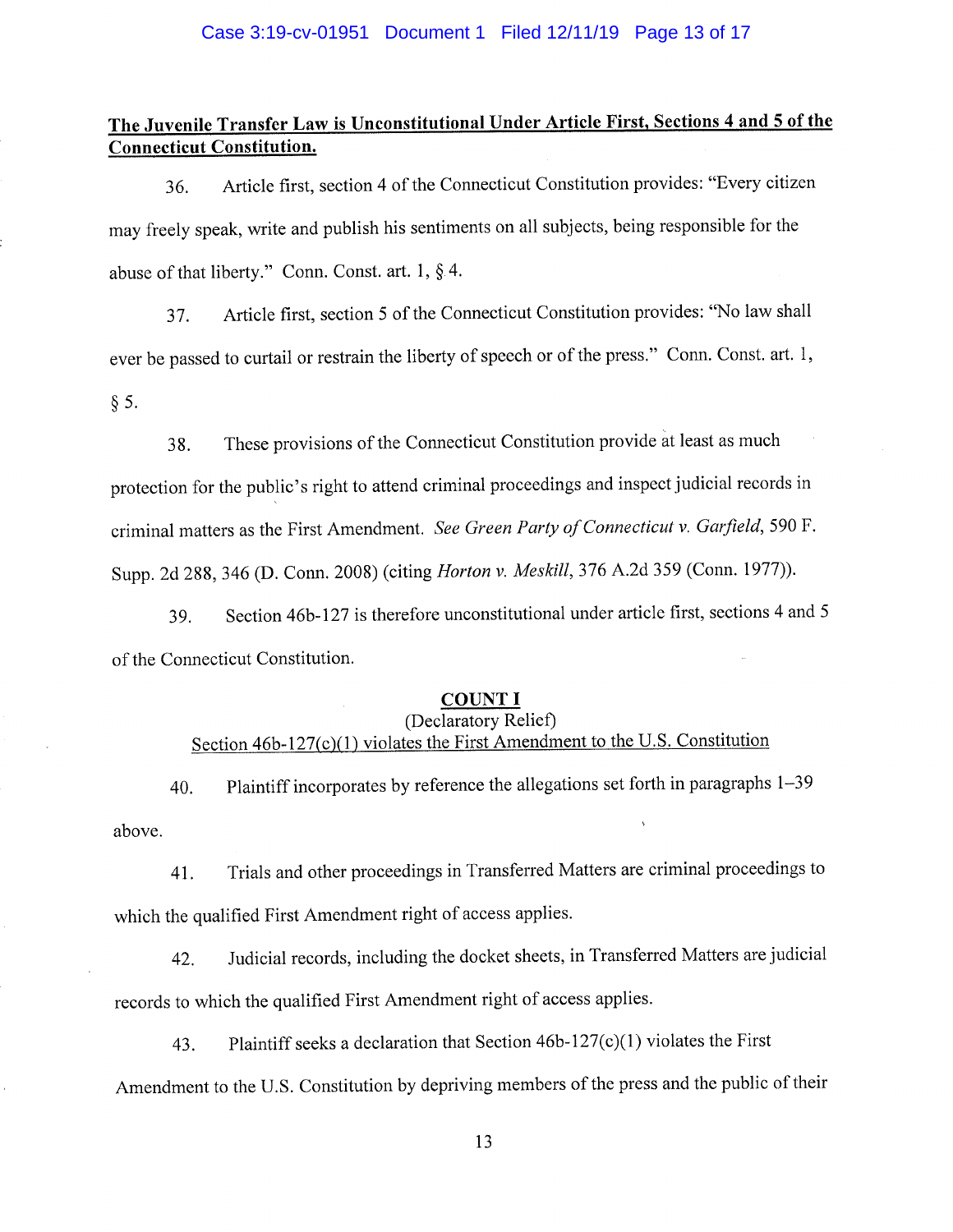**The Juvenile Transfer Law is Unconstitutional Under Article First, Sections 4 and 5 of the Connecticut Constitution.**

36. Article first, section 4 of the Connecticut Constitution provides: "Every citizen may freely speak, write and publish his sentiments on all subjects, being responsible for the abuse of that liberty." Conn. Const. art. 1, § 4.

37. Article first, section 5 of the Connecticut Constitution provides: "No law shall ever be passed to curtail or restrain the liberty of speech or of the press." Conn. Const. art. 1, § 5.

38. These provisions of the Connecticut Constitution provide at least as much protection for the public's right to attend criminal proceedings and inspect judicial records in criminal matters as the First Amendment. *See Green Party of Connecticut v. Garfield*, 590 F. Supp. 2d 288, 346 (D. Conn. 2008) (citing *Horton v. Meskill*, 376 A.2d 359 (Conn. 1977)).

39. Section 46b-127 is therefore unconstitutional under article first, sections 4 and 5 of the Connecticut Constitution.

**COUNT I**

(Declaratory Relief)

Section 46b-127(c)(1) violates the First Amendment to the U.S. Constitution

40. Plaintiff incorporates by reference the allegations set forth in paragraphs 1–39 above.

41. Trials and other proceedings in Transferred Matters are criminal proceedings to which the qualified First Amendment right of access applies.

42. Judicial records, including the docket sheets, in Transferred Matters are judicial records to which the qualified First Amendment right of access applies.

43. Plaintiff seeks a declaration that Section 46b-127(c)(1) violates the First Amendment to the U.S. Constitution by depriving members of the press and the public of their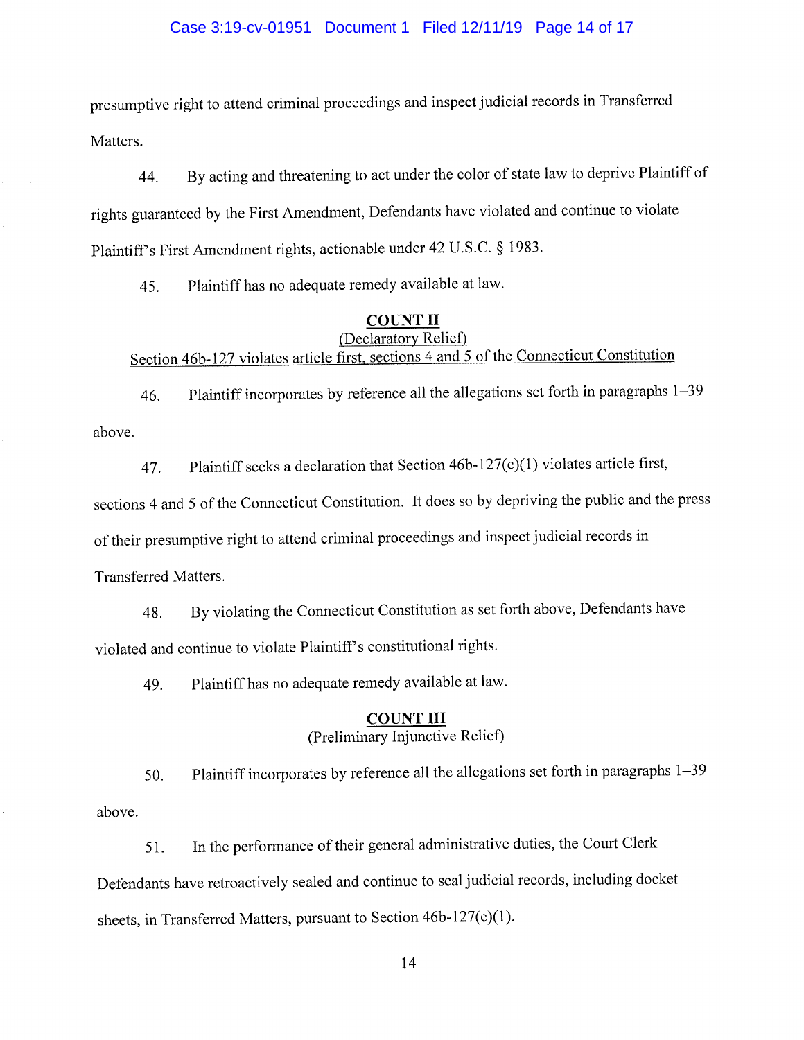presumptive right to attend criminal proceedings and inspect judicial records in Transferred Matters.

44. By acting and threatening to act under the color of state law to deprive Plaintiff of rights guaranteed by the First Amendment, Defendants have violated and continue to violate Plaintiff's First Amendment rights, actionable under 42 U.S.C. § 1983.

45. Plaintiff has no adequate remedy available at law.

**COUNT II**
(Declaratory Relief)
Section 46b-127 violates article first, sections 4 and 5 of the Connecticut Constitution

46. Plaintiff incorporates by reference all the allegations set forth in paragraphs 1–39 above.

47. Plaintiff seeks a declaration that Section 46b-127(c)(1) violates article first, sections 4 and 5 of the Connecticut Constitution. It does so by depriving the public and the press of their presumptive right to attend criminal proceedings and inspect judicial records in Transferred Matters.

48. By violating the Connecticut Constitution as set forth above, Defendants have violated and continue to violate Plaintiff's constitutional rights.

49. Plaintiff has no adequate remedy available at law.

**COUNT III**
(Preliminary Injunctive Relief)

50. Plaintiff incorporates by reference all the allegations set forth in paragraphs 1–39 above.

51. In the performance of their general administrative duties, the Court Clerk Defendants have retroactively sealed and continue to seal judicial records, including docket sheets, in Transferred Matters, pursuant to Section 46b-127(c)(1).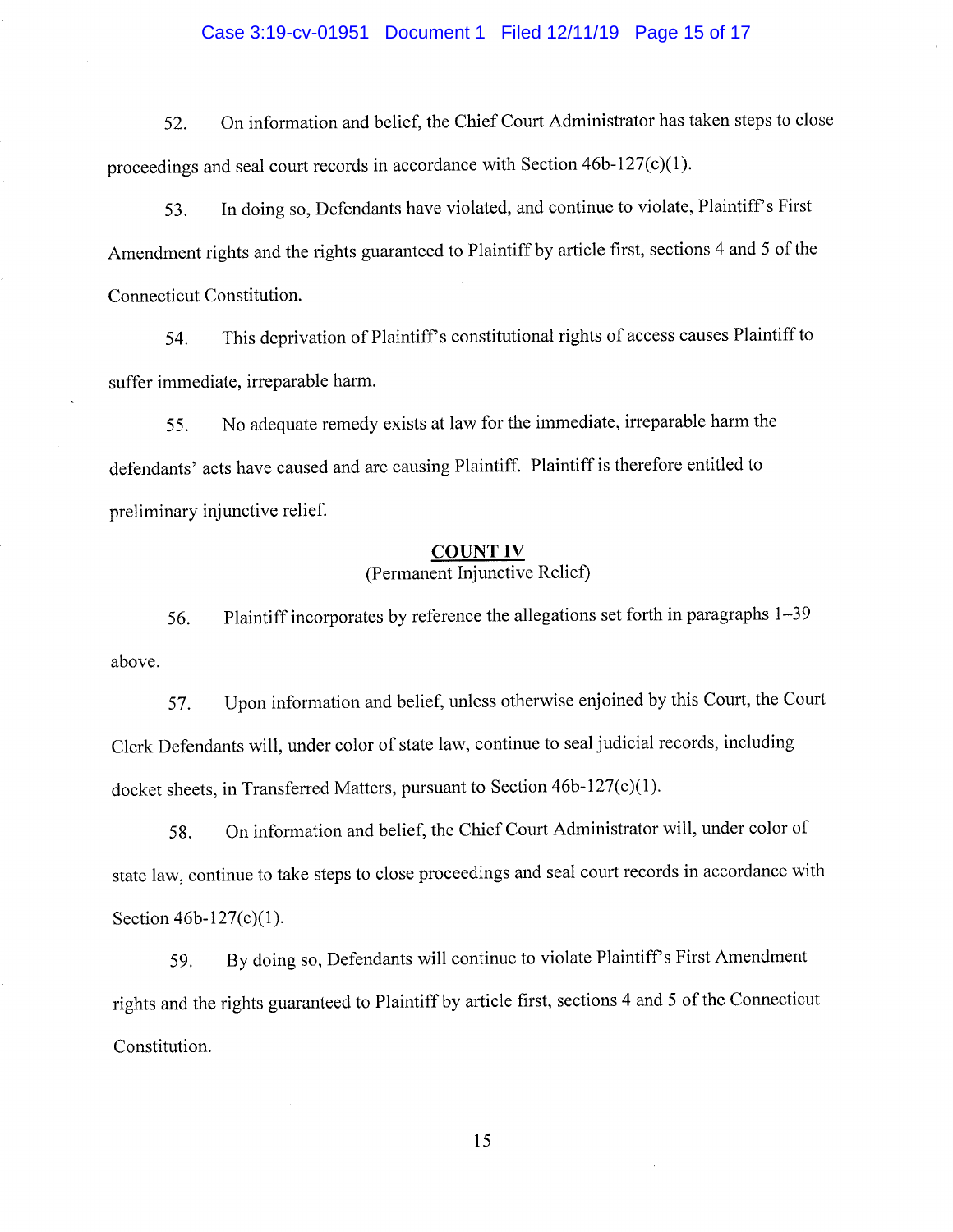52. On information and belief, the Chief Court Administrator has taken steps to close proceedings and seal court records in accordance with Section 46b-127(c)(1).

53. In doing so, Defendants have violated, and continue to violate, Plaintiff's First Amendment rights and the rights guaranteed to Plaintiff by article first, sections 4 and 5 of the Connecticut Constitution.

54. This deprivation of Plaintiff's constitutional rights of access causes Plaintiff to suffer immediate, irreparable harm.

55. No adequate remedy exists at law for the immediate, irreparable harm the defendants' acts have caused and are causing Plaintiff. Plaintiff is therefore entitled to preliminary injunctive relief.

## COUNT IV
(Permanent Injunctive Relief)

56. Plaintiff incorporates by reference the allegations set forth in paragraphs 1–39 above.

57. Upon information and belief, unless otherwise enjoined by this Court, the Court Clerk Defendants will, under color of state law, continue to seal judicial records, including docket sheets, in Transferred Matters, pursuant to Section 46b-127(c)(1).

58. On information and belief, the Chief Court Administrator will, under color of state law, continue to take steps to close proceedings and seal court records in accordance with Section 46b-127(c)(1).

59. By doing so, Defendants will continue to violate Plaintiff's First Amendment rights and the rights guaranteed to Plaintiff by article first, sections 4 and 5 of the Connecticut Constitution.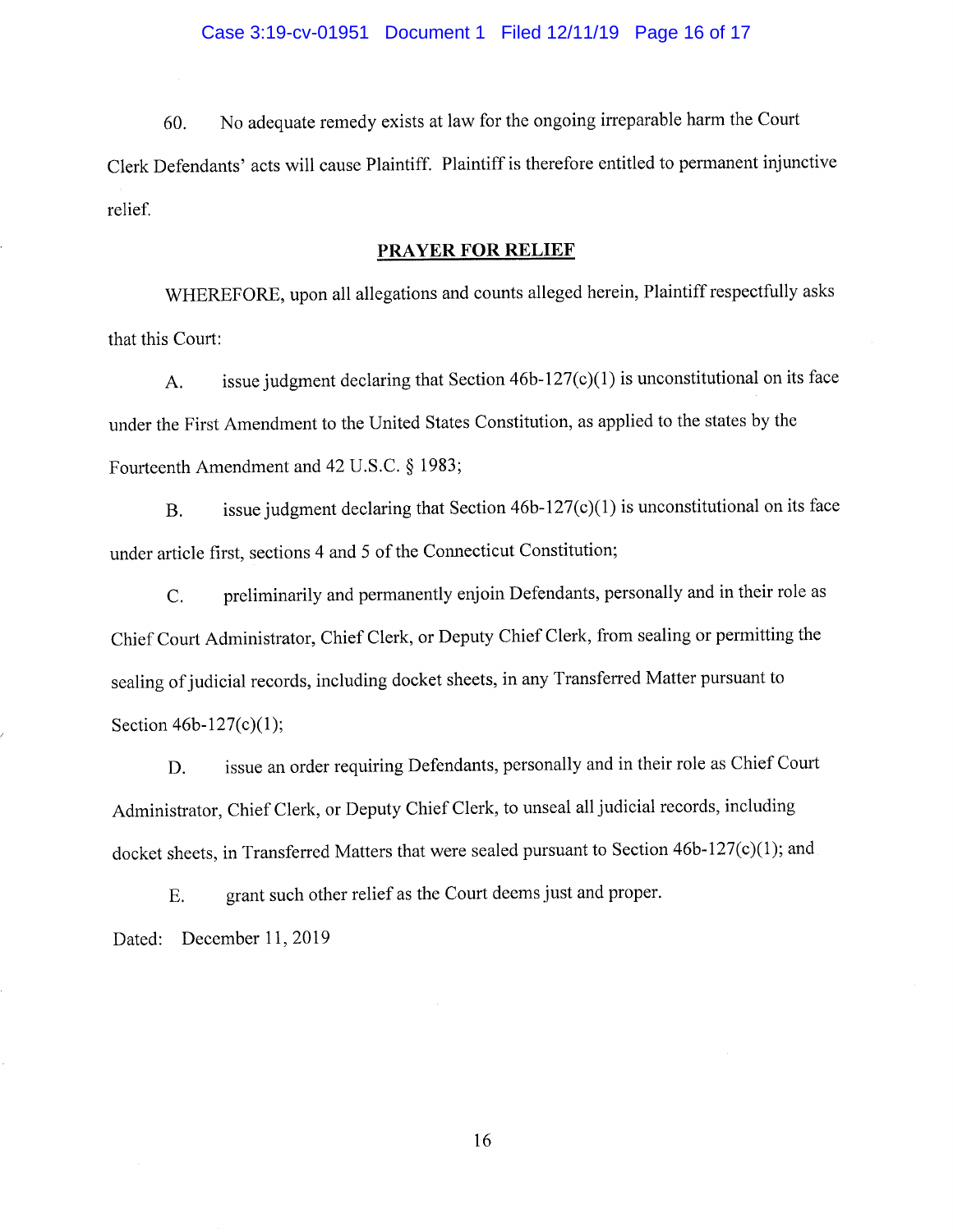60. No adequate remedy exists at law for the ongoing irreparable harm the Court Clerk Defendants' acts will cause Plaintiff. Plaintiff is therefore entitled to permanent injunctive relief.

## PRAYER FOR RELIEF

WHEREFORE, upon all allegations and counts alleged herein, Plaintiff respectfully asks that this Court:

A. issue judgment declaring that Section 46b-127(c)(1) is unconstitutional on its face under the First Amendment to the United States Constitution, as applied to the states by the Fourteenth Amendment and 42 U.S.C. § 1983;

B. issue judgment declaring that Section 46b-127(c)(1) is unconstitutional on its face under article first, sections 4 and 5 of the Connecticut Constitution;

C. preliminarily and permanently enjoin Defendants, personally and in their role as Chief Court Administrator, Chief Clerk, or Deputy Chief Clerk, from sealing or permitting the sealing of judicial records, including docket sheets, in any Transferred Matter pursuant to Section 46b-127(c)(1);

D. issue an order requiring Defendants, personally and in their role as Chief Court Administrator, Chief Clerk, or Deputy Chief Clerk, to unseal all judicial records, including docket sheets, in Transferred Matters that were sealed pursuant to Section 46b-127(c)(1); and

E. grant such other relief as the Court deems just and proper.

Dated: December 11, 2019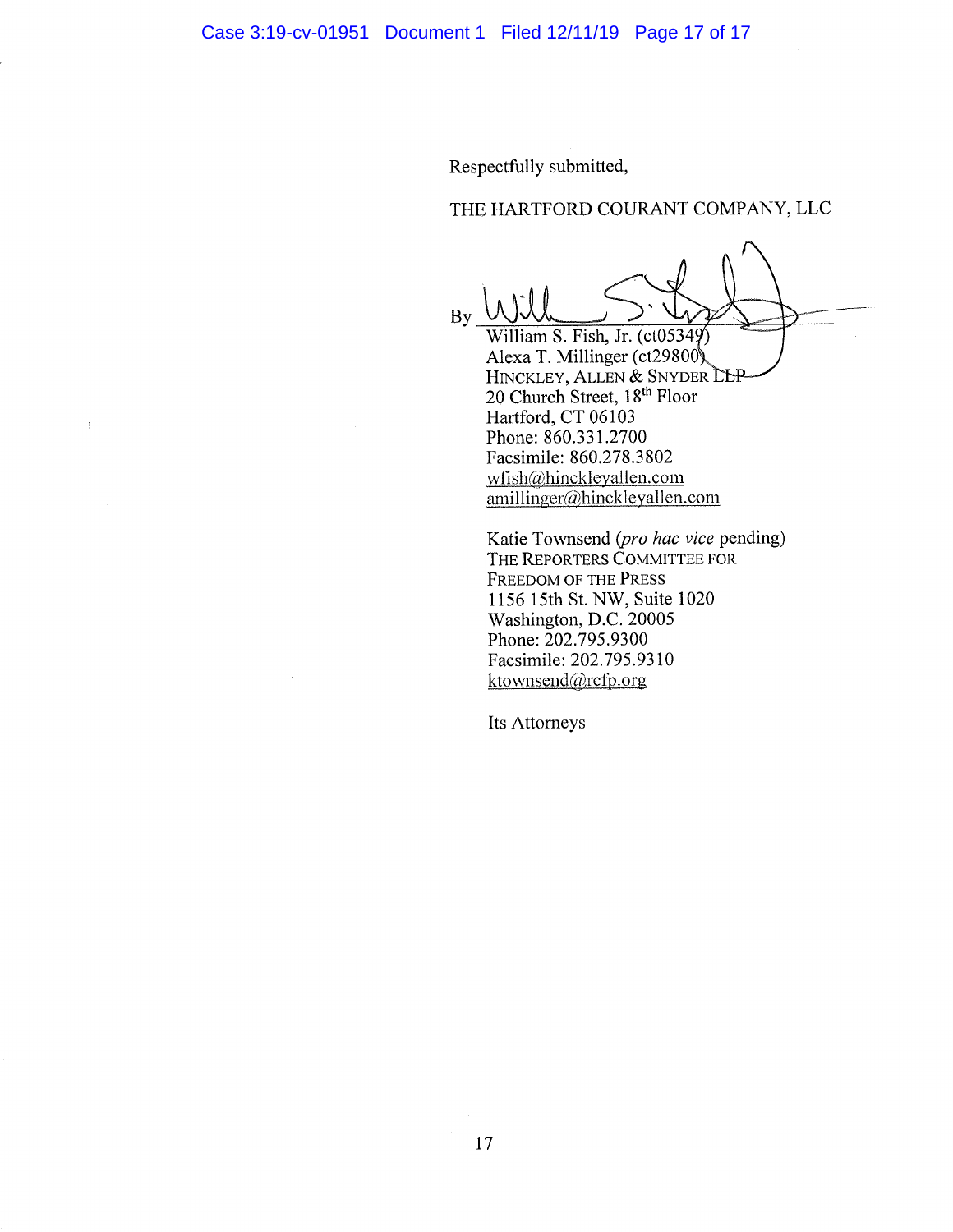Respectfully submitted,

THE HARTFORD COURANT COMPANY, LLC

By ______________________
William S. Fish, Jr. (ct05349)
Alexa T. Millinger (ct29800)
HINCKLEY, ALLEN & SNYDER LLP
20 Church Street, 18th Floor
Hartford, CT 06103
Phone: 860.331.2700
Facsimile: 860.278.3802
wfish@hinckleyallen.com
amillinger@hinckleyallen.com

Katie Townsend (*pro hac vice* pending)
THE REPORTERS COMMITTEE FOR FREEDOM OF THE PRESS
1156 15th St. NW, Suite 1020
Washington, D.C. 20005
Phone: 202.795.9300
Facsimile: 202.795.9310
ktownsend@rcfp.org

Its Attorneys